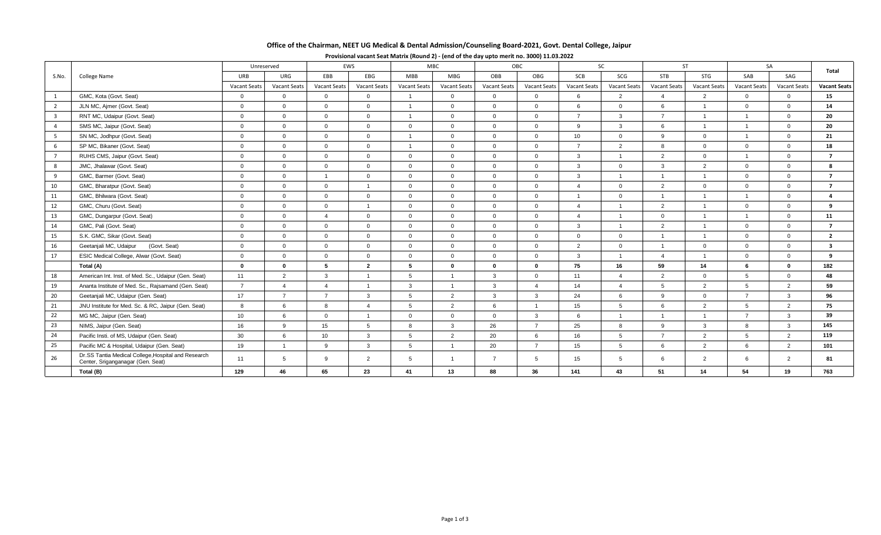# Office of the Chairman, NEET UG Medical & Dental Admission/Counseling Board-2021, Govt. Dental College, Jaipur

**Provisional vacant Seat Matrix (Round 2) - (end of the day upto merit no. 3000) 11.03.2022**

| S.No. | College Name | Unreserved | | EWS | | MBC | | OBC | | SC | | ST | | SA | | Total |
|---|---|---|---|---|---|---|---|---|---|---|---|---|---|---|---|---|
| | | URB | URG | EBB | EBG | MBB | MBG | OBB | OBG | SCB | SCG | STB | STG | SAB | SAG | |
| | | Vacant Seats | Vacant Seats | Vacant Seats | Vacant Seats | Vacant Seats | Vacant Seats | Vacant Seats | Vacant Seats | Vacant Seats | Vacant Seats | Vacant Seats | Vacant Seats | Vacant Seats | Vacant Seats | Vacant Seats |
| 1 | GMC, Kota (Govt. Seat) | 0 | 0 | 0 | 0 | 1 | 0 | 0 | 0 | 6 | 2 | 4 | 2 | 0 | 0 | **15** |
| 2 | JLN MC, Ajmer (Govt. Seat) | 0 | 0 | 0 | 0 | 1 | 0 | 0 | 0 | 6 | 0 | 6 | 1 | 0 | 0 | **14** |
| 3 | RNT MC, Udaipur (Govt. Seat) | 0 | 0 | 0 | 0 | 1 | 0 | 0 | 0 | 7 | 3 | 7 | 1 | 1 | 0 | **20** |
| 4 | SMS MC, Jaipur (Govt. Seat) | 0 | 0 | 0 | 0 | 0 | 0 | 0 | 0 | 9 | 3 | 6 | 1 | 1 | 0 | **20** |
| 5 | SN MC, Jodhpur (Govt. Seat) | 0 | 0 | 0 | 0 | 1 | 0 | 0 | 0 | 10 | 0 | 9 | 0 | 1 | 0 | **21** |
| 6 | SP MC, Bikaner (Govt. Seat) | 0 | 0 | 0 | 0 | 1 | 0 | 0 | 0 | 7 | 2 | 8 | 0 | 0 | 0 | **18** |
| 7 | RUHS CMS, Jaipur (Govt. Seat) | 0 | 0 | 0 | 0 | 0 | 0 | 0 | 0 | 3 | 1 | 2 | 0 | 1 | 0 | **7** |
| 8 | JMC, Jhalawar (Govt. Seat) | 0 | 0 | 0 | 0 | 0 | 0 | 0 | 0 | 3 | 0 | 3 | 2 | 0 | 0 | **8** |
| 9 | GMC, Barmer (Govt. Seat) | 0 | 0 | 1 | 0 | 0 | 0 | 0 | 0 | 3 | 1 | 1 | 1 | 0 | 0 | **7** |
| 10 | GMC, Bharatpur (Govt. Seat) | 0 | 0 | 0 | 1 | 0 | 0 | 0 | 0 | 4 | 0 | 2 | 0 | 0 | 0 | **7** |
| 11 | GMC, Bhilwara (Govt. Seat) | 0 | 0 | 0 | 0 | 0 | 0 | 0 | 0 | 1 | 0 | 1 | 1 | 1 | 0 | **4** |
| 12 | GMC, Churu (Govt. Seat) | 0 | 0 | 0 | 1 | 0 | 0 | 0 | 0 | 4 | 1 | 2 | 1 | 0 | 0 | **9** |
| 13 | GMC, Dungarpur (Govt. Seat) | 0 | 0 | 4 | 0 | 0 | 0 | 0 | 0 | 4 | 1 | 0 | 1 | 1 | 0 | **11** |
| 14 | GMC, Pali (Govt. Seat) | 0 | 0 | 0 | 0 | 0 | 0 | 0 | 0 | 3 | 1 | 2 | 1 | 0 | 0 | **7** |
| 15 | S.K. GMC, Sikar (Govt. Seat) | 0 | 0 | 0 | 0 | 0 | 0 | 0 | 0 | 0 | 0 | 1 | 1 | 0 | 0 | **2** |
| 16 | Geetanjali MC, Udaipur (Govt. Seat) | 0 | 0 | 0 | 0 | 0 | 0 | 0 | 0 | 2 | 0 | 1 | 0 | 0 | 0 | **3** |
| 17 | ESIC Medical College, Alwar (Govt. Seat) | 0 | 0 | 0 | 0 | 0 | 0 | 0 | 0 | 3 | 1 | 4 | 1 | 0 | 0 | **9** |
| | **Total (A)** | **0** | **0** | **5** | **2** | **5** | **0** | **0** | **0** | **75** | **16** | **59** | **14** | **6** | **0** | **182** |
| 18 | American Int. Inst. of Med. Sc., Udaipur (Gen. Seat) | 11 | 2 | 3 | 1 | 5 | 1 | 3 | 0 | 11 | 4 | 2 | 0 | 5 | 0 | **48** |
| 19 | Ananta Institute of Med. Sc., Rajsamand (Gen. Seat) | 7 | 4 | 4 | 1 | 3 | 1 | 3 | 4 | 14 | 4 | 5 | 2 | 5 | 2 | **59** |
| 20 | Geetanjali MC, Udaipur (Gen. Seat) | 17 | 7 | 7 | 3 | 5 | 2 | 3 | 3 | 24 | 6 | 9 | 0 | 7 | 3 | **96** |
| 21 | JNU Institute for Med. Sc. & RC, Jaipur (Gen. Seat) | 8 | 6 | 8 | 4 | 5 | 2 | 6 | 1 | 15 | 5 | 6 | 2 | 5 | 2 | **75** |
| 22 | MG MC, Jaipur (Gen. Seat) | 10 | 6 | 0 | 1 | 0 | 0 | 0 | 3 | 6 | 1 | 1 | 1 | 7 | 3 | **39** |
| 23 | NIMS, Jaipur (Gen. Seat) | 16 | 9 | 15 | 5 | 8 | 3 | 26 | 7 | 25 | 8 | 9 | 3 | 8 | 3 | **145** |
| 24 | Pacific Insti. of MS, Udaipur (Gen. Seat) | 30 | 6 | 10 | 3 | 5 | 2 | 20 | 6 | 16 | 5 | 7 | 2 | 5 | 2 | **119** |
| 25 | Pacific MC & Hospital, Udaipur (Gen. Seat) | 19 | 1 | 9 | 3 | 5 | 1 | 20 | 7 | 15 | 5 | 6 | 2 | 6 | 2 | **101** |
| 26 | Dr.SS Tantia Medical College,Hospital and Research Center, Sriganganagar (Gen. Seat) | 11 | 5 | 9 | 2 | 5 | 1 | 7 | 5 | 15 | 5 | 6 | 2 | 6 | 2 | **81** |
| | **Total (B)** | **129** | **46** | **65** | **23** | **41** | **13** | **88** | **36** | **141** | **43** | **51** | **14** | **54** | **19** | **763** |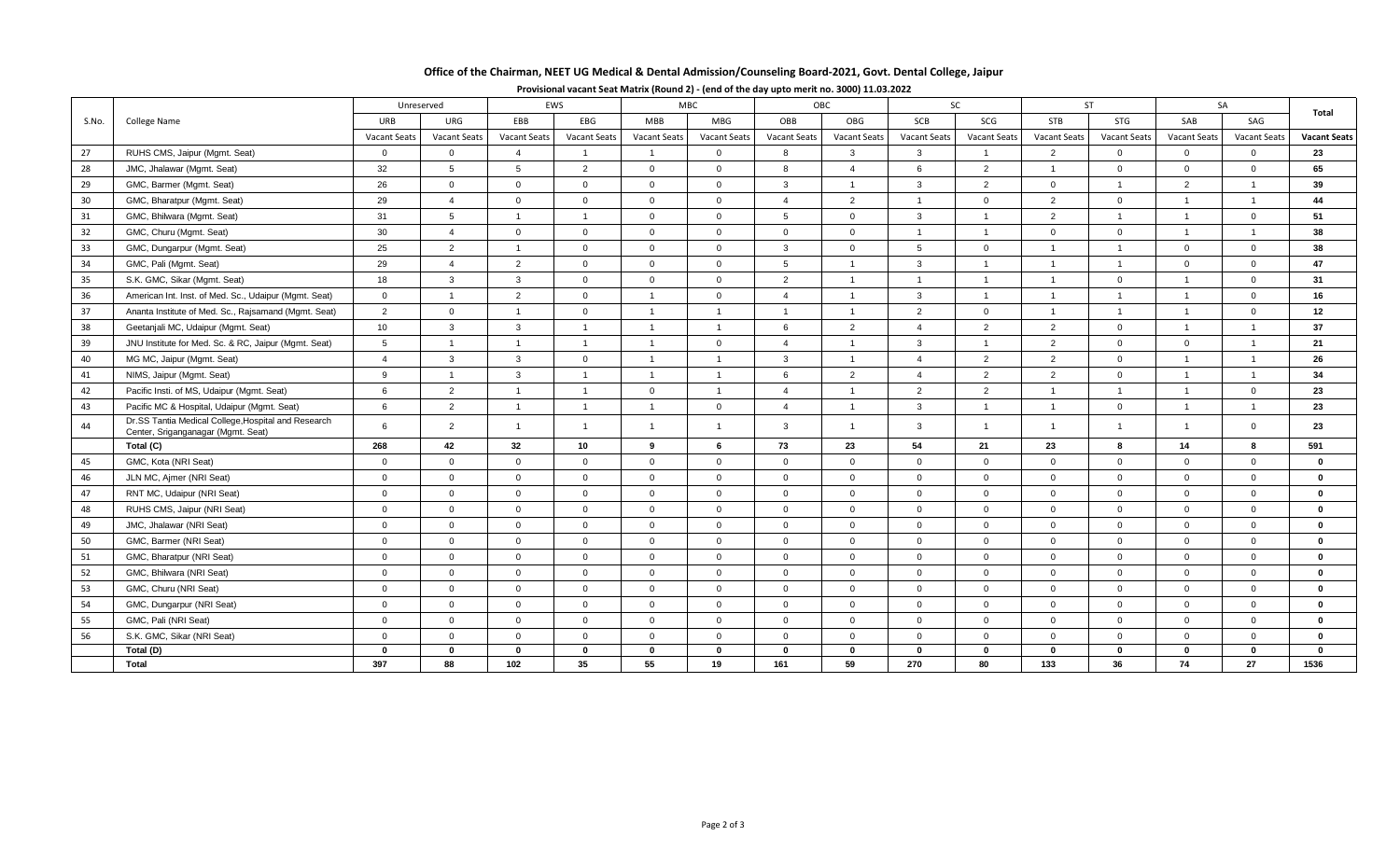**Office of the Chairman, NEET UG Medical & Dental Admission/Counseling Board-2021, Govt. Dental College, Jaipur**

**Provisional vacant Seat Matrix (Round 2) - (end of the day upto merit no. 3000) 11.03.2022**

| S.No. | College Name | Unreserved | | EWS | | MBC | | OBC | | SC | | ST | | SA | | Total |
|---|---|---|---|---|---|---|---|---|---|---|---|---|---|---|---|---|
| | | URB | URG | EBB | EBG | MBB | MBG | OBB | OBG | SCB | SCG | STB | STG | SAB | SAG | |
| | | Vacant Seats | Vacant Seats | Vacant Seats | Vacant Seats | Vacant Seats | Vacant Seats | Vacant Seats | Vacant Seats | Vacant Seats | Vacant Seats | Vacant Seats | Vacant Seats | Vacant Seats | Vacant Seats | **Vacant Seats** |
| 27 | RUHS CMS, Jaipur (Mgmt. Seat) | 0 | 0 | 4 | 1 | 1 | 0 | 8 | 3 | 3 | 1 | 2 | 0 | 0 | 0 | **23** |
| 28 | JMC, Jhalawar (Mgmt. Seat) | 32 | 5 | 5 | 2 | 0 | 0 | 8 | 4 | 6 | 2 | 1 | 0 | 0 | 0 | **65** |
| 29 | GMC, Barmer (Mgmt. Seat) | 26 | 0 | 0 | 0 | 0 | 0 | 3 | 1 | 3 | 2 | 0 | 1 | 2 | 1 | **39** |
| 30 | GMC, Bharatpur (Mgmt. Seat) | 29 | 4 | 0 | 0 | 0 | 0 | 4 | 2 | 1 | 0 | 2 | 0 | 1 | 1 | **44** |
| 31 | GMC, Bhilwara (Mgmt. Seat) | 31 | 5 | 1 | 1 | 0 | 0 | 5 | 0 | 3 | 1 | 2 | 1 | 1 | 0 | **51** |
| 32 | GMC, Churu (Mgmt. Seat) | 30 | 4 | 0 | 0 | 0 | 0 | 0 | 0 | 1 | 1 | 0 | 0 | 1 | 1 | **38** |
| 33 | GMC, Dungarpur (Mgmt. Seat) | 25 | 2 | 1 | 0 | 0 | 0 | 3 | 0 | 5 | 0 | 1 | 1 | 0 | 0 | **38** |
| 34 | GMC, Pali (Mgmt. Seat) | 29 | 4 | 2 | 0 | 0 | 0 | 5 | 1 | 3 | 1 | 1 | 1 | 0 | 0 | **47** |
| 35 | S.K. GMC, Sikar (Mgmt. Seat) | 18 | 3 | 3 | 0 | 0 | 0 | 2 | 1 | 1 | 1 | 1 | 0 | 1 | 0 | **31** |
| 36 | American Int. Inst. of Med. Sc., Udaipur (Mgmt. Seat) | 0 | 1 | 2 | 0 | 1 | 0 | 4 | 1 | 3 | 1 | 1 | 1 | 1 | 0 | **16** |
| 37 | Ananta Institute of Med. Sc., Rajsamand (Mgmt. Seat) | 2 | 0 | 1 | 0 | 1 | 1 | 1 | 1 | 2 | 0 | 1 | 1 | 1 | 0 | **12** |
| 38 | Geetanjali MC, Udaipur (Mgmt. Seat) | 10 | 3 | 3 | 1 | 1 | 1 | 6 | 2 | 4 | 2 | 2 | 0 | 1 | 1 | **37** |
| 39 | JNU Institute for Med. Sc. & RC, Jaipur (Mgmt. Seat) | 5 | 1 | 1 | 1 | 1 | 0 | 4 | 1 | 3 | 1 | 2 | 0 | 0 | 1 | **21** |
| 40 | MG MC, Jaipur (Mgmt. Seat) | 4 | 3 | 3 | 0 | 1 | 1 | 3 | 1 | 4 | 2 | 2 | 0 | 1 | 1 | **26** |
| 41 | NIMS, Jaipur (Mgmt. Seat) | 9 | 1 | 3 | 1 | 1 | 1 | 6 | 2 | 4 | 2 | 2 | 0 | 1 | 1 | **34** |
| 42 | Pacific Insti. of MS, Udaipur (Mgmt. Seat) | 6 | 2 | 1 | 1 | 0 | 1 | 4 | 1 | 2 | 2 | 1 | 1 | 1 | 0 | **23** |
| 43 | Pacific MC & Hospital, Udaipur (Mgmt. Seat) | 6 | 2 | 1 | 1 | 1 | 0 | 4 | 1 | 3 | 1 | 1 | 0 | 1 | 1 | **23** |
| 44 | Dr.SS Tantia Medical College,Hospital and Research Center, Sriganganagar (Mgmt. Seat) | 6 | 2 | 1 | 1 | 1 | 1 | 3 | 1 | 3 | 1 | 1 | 1 | 1 | 0 | **23** |
| | **Total (C)** | **268** | **42** | **32** | **10** | **9** | **6** | **73** | **23** | **54** | **21** | **23** | **8** | **14** | **8** | **591** |
| 45 | GMC, Kota (NRI Seat) | 0 | 0 | 0 | 0 | 0 | 0 | 0 | 0 | 0 | 0 | 0 | 0 | 0 | 0 | **0** |
| 46 | JLN MC, Ajmer (NRI Seat) | 0 | 0 | 0 | 0 | 0 | 0 | 0 | 0 | 0 | 0 | 0 | 0 | 0 | 0 | **0** |
| 47 | RNT MC, Udaipur (NRI Seat) | 0 | 0 | 0 | 0 | 0 | 0 | 0 | 0 | 0 | 0 | 0 | 0 | 0 | 0 | **0** |
| 48 | RUHS CMS, Jaipur (NRI Seat) | 0 | 0 | 0 | 0 | 0 | 0 | 0 | 0 | 0 | 0 | 0 | 0 | 0 | 0 | **0** |
| 49 | JMC, Jhalawar (NRI Seat) | 0 | 0 | 0 | 0 | 0 | 0 | 0 | 0 | 0 | 0 | 0 | 0 | 0 | 0 | **0** |
| 50 | GMC, Barmer (NRI Seat) | 0 | 0 | 0 | 0 | 0 | 0 | 0 | 0 | 0 | 0 | 0 | 0 | 0 | 0 | **0** |
| 51 | GMC, Bharatpur (NRI Seat) | 0 | 0 | 0 | 0 | 0 | 0 | 0 | 0 | 0 | 0 | 0 | 0 | 0 | 0 | **0** |
| 52 | GMC, Bhilwara (NRI Seat) | 0 | 0 | 0 | 0 | 0 | 0 | 0 | 0 | 0 | 0 | 0 | 0 | 0 | 0 | **0** |
| 53 | GMC, Churu (NRI Seat) | 0 | 0 | 0 | 0 | 0 | 0 | 0 | 0 | 0 | 0 | 0 | 0 | 0 | 0 | **0** |
| 54 | GMC, Dungarpur (NRI Seat) | 0 | 0 | 0 | 0 | 0 | 0 | 0 | 0 | 0 | 0 | 0 | 0 | 0 | 0 | **0** |
| 55 | GMC, Pali (NRI Seat) | 0 | 0 | 0 | 0 | 0 | 0 | 0 | 0 | 0 | 0 | 0 | 0 | 0 | 0 | **0** |
| 56 | S.K. GMC, Sikar (NRI Seat) | 0 | 0 | 0 | 0 | 0 | 0 | 0 | 0 | 0 | 0 | 0 | 0 | 0 | 0 | **0** |
| | **Total (D)** | **0** | **0** | **0** | **0** | **0** | **0** | **0** | **0** | **0** | **0** | **0** | **0** | **0** | **0** | **0** |
| | **Total** | **397** | **88** | **102** | **35** | **55** | **19** | **161** | **59** | **270** | **80** | **133** | **36** | **74** | **27** | **1536** |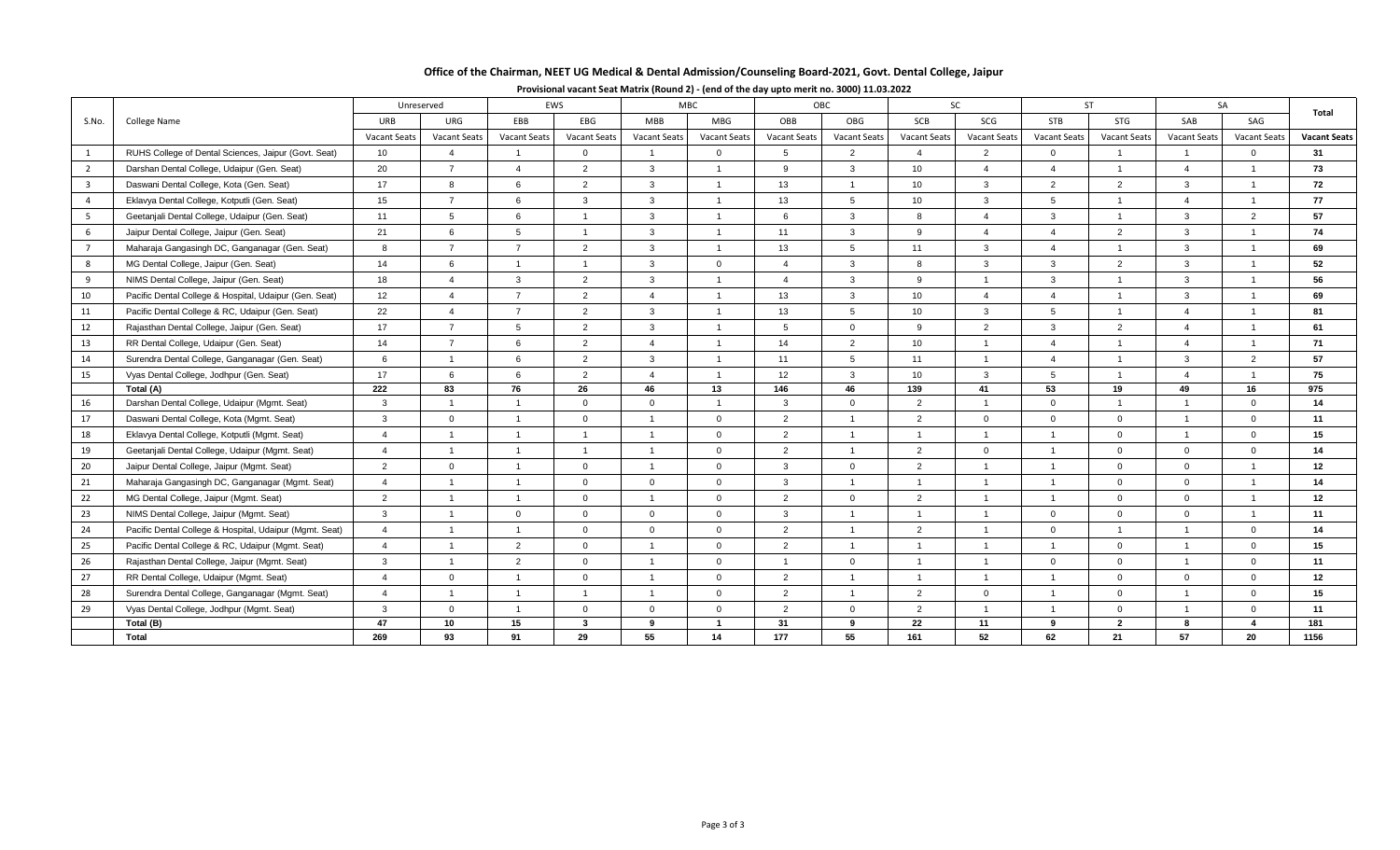**Office of the Chairman, NEET UG Medical & Dental Admission/Counseling Board-2021, Govt. Dental College, Jaipur**

**Provisional vacant Seat Matrix (Round 2) - (end of the day upto merit no. 3000) 11.03.2022**

| S.No. | College Name | Unreserved | | EWS | | MBC | | OBC | | SC | | ST | | SA | | Total |
|---|---|---|---|---|---|---|---|---|---|---|---|---|---|---|---|---|
| | | URB | URG | EBB | EBG | MBB | MBG | OBB | OBG | SCB | SCG | STB | STG | SAB | SAG | |
| | | Vacant Seats | Vacant Seats | Vacant Seats | Vacant Seats | Vacant Seats | Vacant Seats | Vacant Seats | Vacant Seats | Vacant Seats | Vacant Seats | Vacant Seats | Vacant Seats | Vacant Seats | Vacant Seats | Vacant Seats |
| 1 | RUHS College of Dental Sciences, Jaipur (Govt. Seat) | 10 | 4 | 1 | 0 | 1 | 0 | 5 | 2 | 4 | 2 | 0 | 1 | 1 | 0 | 31 |
| 2 | Darshan Dental College, Udaipur (Gen. Seat) | 20 | 7 | 4 | 2 | 3 | 1 | 9 | 3 | 10 | 4 | 4 | 1 | 4 | 1 | 73 |
| 3 | Daswani Dental College, Kota (Gen. Seat) | 17 | 8 | 6 | 2 | 3 | 1 | 13 | 1 | 10 | 3 | 2 | 2 | 3 | 1 | 72 |
| 4 | Eklavya Dental College, Kotputli (Gen. Seat) | 15 | 7 | 6 | 3 | 3 | 1 | 13 | 5 | 10 | 3 | 5 | 1 | 4 | 1 | 77 |
| 5 | Geetanjali Dental College, Udaipur (Gen. Seat) | 11 | 5 | 6 | 1 | 3 | 1 | 6 | 3 | 8 | 4 | 3 | 1 | 3 | 2 | 57 |
| 6 | Jaipur Dental College, Jaipur (Gen. Seat) | 21 | 6 | 5 | 1 | 3 | 1 | 11 | 3 | 9 | 4 | 4 | 2 | 3 | 1 | 74 |
| 7 | Maharaja Gangasingh DC, Ganganagar (Gen. Seat) | 8 | 7 | 7 | 2 | 3 | 1 | 13 | 5 | 11 | 3 | 4 | 1 | 3 | 1 | 69 |
| 8 | MG Dental College, Jaipur (Gen. Seat) | 14 | 6 | 1 | 1 | 3 | 0 | 4 | 3 | 8 | 3 | 3 | 2 | 3 | 1 | 52 |
| 9 | NIMS Dental College, Jaipur (Gen. Seat) | 18 | 4 | 3 | 2 | 3 | 1 | 4 | 3 | 9 | 1 | 3 | 1 | 3 | 1 | 56 |
| 10 | Pacific Dental College & Hospital, Udaipur (Gen. Seat) | 12 | 4 | 7 | 2 | 4 | 1 | 13 | 3 | 10 | 4 | 4 | 1 | 3 | 1 | 69 |
| 11 | Pacific Dental College & RC, Udaipur (Gen. Seat) | 22 | 4 | 7 | 2 | 3 | 1 | 13 | 5 | 10 | 3 | 5 | 1 | 4 | 1 | 81 |
| 12 | Rajasthan Dental College, Jaipur (Gen. Seat) | 17 | 7 | 5 | 2 | 3 | 1 | 5 | 0 | 9 | 2 | 3 | 2 | 4 | 1 | 61 |
| 13 | RR Dental College, Udaipur (Gen. Seat) | 14 | 7 | 6 | 2 | 4 | 1 | 14 | 2 | 10 | 1 | 4 | 1 | 4 | 1 | 71 |
| 14 | Surendra Dental College, Ganganagar (Gen. Seat) | 6 | 1 | 6 | 2 | 3 | 1 | 11 | 5 | 11 | 1 | 4 | 1 | 3 | 2 | 57 |
| 15 | Vyas Dental College, Jodhpur (Gen. Seat) | 17 | 6 | 6 | 2 | 4 | 1 | 12 | 3 | 10 | 3 | 5 | 1 | 4 | 1 | 75 |
| | **Total (A)** | **222** | **83** | **76** | **26** | **46** | **13** | **146** | **46** | **139** | **41** | **53** | **19** | **49** | **16** | **975** |
| 16 | Darshan Dental College, Udaipur (Mgmt. Seat) | 3 | 1 | 1 | 0 | 0 | 1 | 3 | 0 | 2 | 1 | 0 | 1 | 1 | 0 | 14 |
| 17 | Daswani Dental College, Kota (Mgmt. Seat) | 3 | 0 | 1 | 0 | 1 | 0 | 2 | 1 | 2 | 0 | 0 | 0 | 1 | 0 | 11 |
| 18 | Eklavya Dental College, Kotputli (Mgmt. Seat) | 4 | 1 | 1 | 1 | 1 | 0 | 2 | 1 | 1 | 1 | 1 | 0 | 1 | 0 | 15 |
| 19 | Geetanjali Dental College, Udaipur (Mgmt. Seat) | 4 | 1 | 1 | 1 | 1 | 0 | 2 | 1 | 2 | 0 | 1 | 0 | 0 | 0 | 14 |
| 20 | Jaipur Dental College, Jaipur (Mgmt. Seat) | 2 | 0 | 1 | 0 | 1 | 0 | 3 | 0 | 2 | 1 | 1 | 0 | 0 | 1 | 12 |
| 21 | Maharaja Gangasingh DC, Ganganagar (Mgmt. Seat) | 4 | 1 | 1 | 0 | 0 | 0 | 3 | 1 | 1 | 1 | 1 | 0 | 0 | 1 | 14 |
| 22 | MG Dental College, Jaipur (Mgmt. Seat) | 2 | 1 | 1 | 0 | 1 | 0 | 2 | 0 | 2 | 1 | 1 | 0 | 0 | 1 | 12 |
| 23 | NIMS Dental College, Jaipur (Mgmt. Seat) | 3 | 1 | 0 | 0 | 0 | 0 | 3 | 1 | 1 | 1 | 0 | 0 | 0 | 1 | 11 |
| 24 | Pacific Dental College & Hospital, Udaipur (Mgmt. Seat) | 4 | 1 | 1 | 0 | 0 | 0 | 2 | 1 | 2 | 1 | 0 | 1 | 1 | 0 | 14 |
| 25 | Pacific Dental College & RC, Udaipur (Mgmt. Seat) | 4 | 1 | 2 | 0 | 1 | 0 | 2 | 1 | 1 | 1 | 1 | 0 | 1 | 0 | 15 |
| 26 | Rajasthan Dental College, Jaipur (Mgmt. Seat) | 3 | 1 | 2 | 0 | 1 | 0 | 1 | 0 | 1 | 1 | 0 | 0 | 1 | 0 | 11 |
| 27 | RR Dental College, Udaipur (Mgmt. Seat) | 4 | 0 | 1 | 0 | 1 | 0 | 2 | 1 | 1 | 1 | 1 | 0 | 0 | 0 | 12 |
| 28 | Surendra Dental College, Ganganagar (Mgmt. Seat) | 4 | 1 | 1 | 1 | 1 | 0 | 2 | 1 | 2 | 0 | 1 | 0 | 1 | 0 | 15 |
| 29 | Vyas Dental College, Jodhpur (Mgmt. Seat) | 3 | 0 | 1 | 0 | 0 | 0 | 2 | 0 | 2 | 1 | 1 | 0 | 1 | 0 | 11 |
| | **Total (B)** | **47** | **10** | **15** | **3** | **9** | **1** | **31** | **9** | **22** | **11** | **9** | **2** | **8** | **4** | **181** |
| | **Total** | **269** | **93** | **91** | **29** | **55** | **14** | **177** | **55** | **161** | **52** | **62** | **21** | **57** | **20** | **1156** |